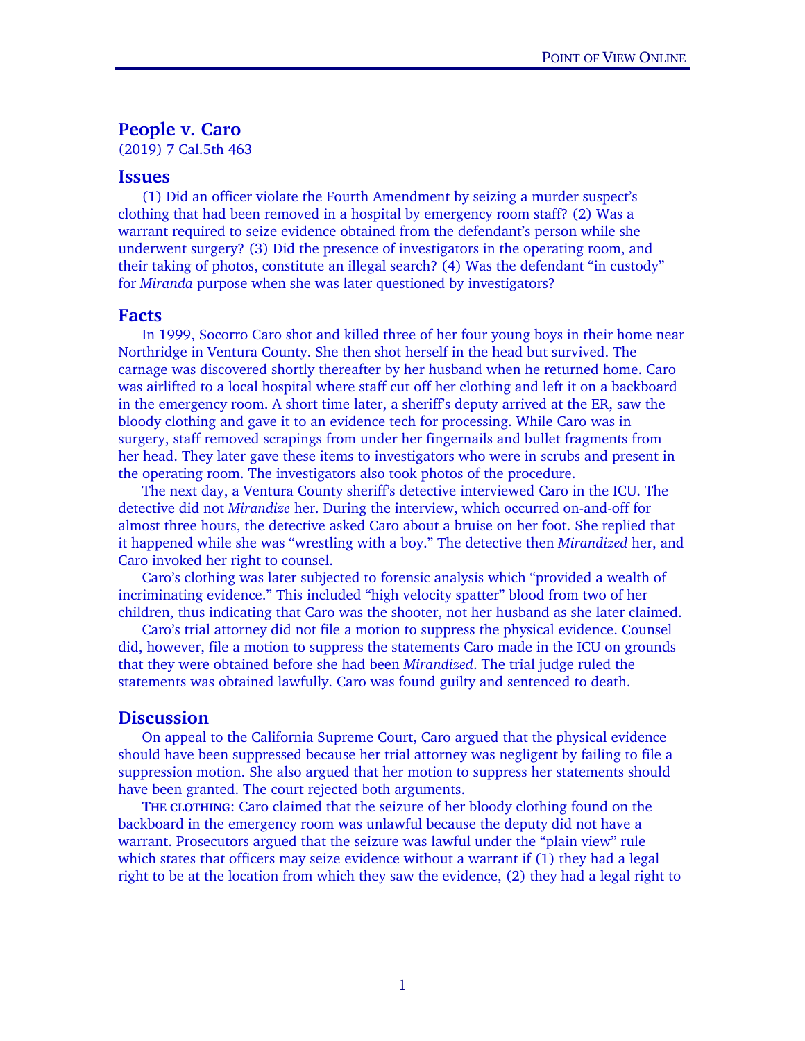# People v. Caro

(2019) 7 Cal.5th 463

## Issues

(1) Did an officer violate the Fourth Amendment by seizing a murder suspect's clothing that had been removed in a hospital by emergency room staff? (2) Was a warrant required to seize evidence obtained from the defendant's person while she underwent surgery? (3) Did the presence of investigators in the operating room, and their taking of photos, constitute an illegal search? (4) Was the defendant "in custody" for *Miranda* purpose when she was later questioned by investigators?

## Facts

In 1999, Socorro Caro shot and killed three of her four young boys in their home near Northridge in Ventura County. She then shot herself in the head but survived. The carnage was discovered shortly thereafter by her husband when he returned home. Caro was airlifted to a local hospital where staff cut off her clothing and left it on a backboard in the emergency room. A short time later, a sheriff's deputy arrived at the ER, saw the bloody clothing and gave it to an evidence tech for processing. While Caro was in surgery, staff removed scrapings from under her fingernails and bullet fragments from her head. They later gave these items to investigators who were in scrubs and present in the operating room. The investigators also took photos of the procedure.

The next day, a Ventura County sheriff's detective interviewed Caro in the ICU. The detective did not *Mirandize* her. During the interview, which occurred on-and-off for almost three hours, the detective asked Caro about a bruise on her foot. She replied that it happened while she was "wrestling with a boy." The detective then *Mirandized* her, and Caro invoked her right to counsel.

Caro's clothing was later subjected to forensic analysis which "provided a wealth of incriminating evidence." This included "high velocity spatter" blood from two of her children, thus indicating that Caro was the shooter, not her husband as she later claimed.

Caro's trial attorney did not file a motion to suppress the physical evidence. Counsel did, however, file a motion to suppress the statements Caro made in the ICU on grounds that they were obtained before she had been *Mirandized*. The trial judge ruled the statements was obtained lawfully. Caro was found guilty and sentenced to death.

## Discussion

On appeal to the California Supreme Court, Caro argued that the physical evidence should have been suppressed because her trial attorney was negligent by failing to file a suppression motion. She also argued that her motion to suppress her statements should have been granted. The court rejected both arguments.

**THE CLOTHING**: Caro claimed that the seizure of her bloody clothing found on the backboard in the emergency room was unlawful because the deputy did not have a warrant. Prosecutors argued that the seizure was lawful under the "plain view" rule which states that officers may seize evidence without a warrant if (1) they had a legal right to be at the location from which they saw the evidence, (2) they had a legal right to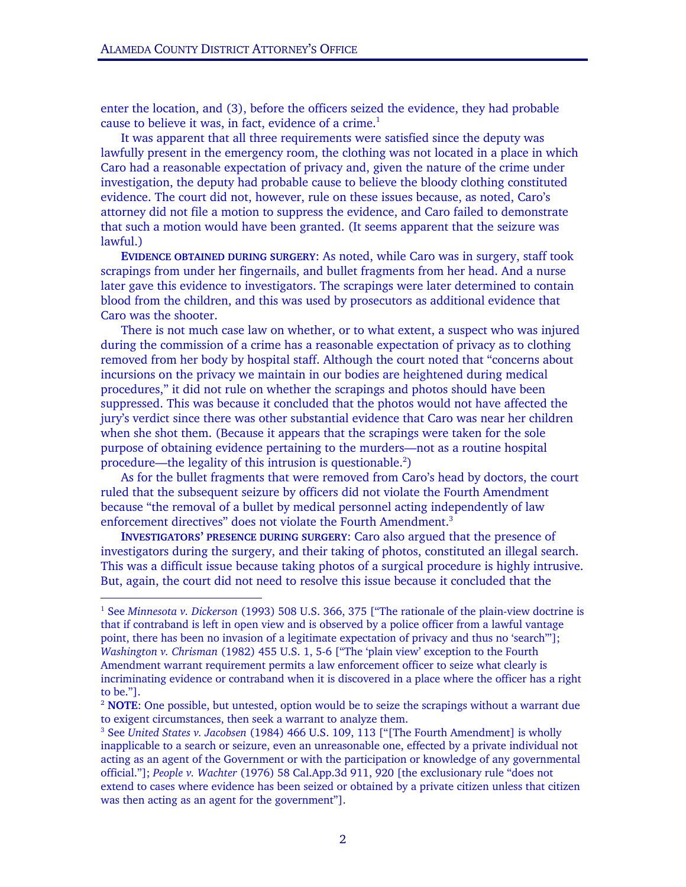enter the location, and (3), before the officers seized the evidence, they had probable cause to believe it was, in fact, evidence of a crime.[1]

It was apparent that all three requirements were satisfied since the deputy was lawfully present in the emergency room, the clothing was not located in a place in which Caro had a reasonable expectation of privacy and, given the nature of the crime under investigation, the deputy had probable cause to believe the bloody clothing constituted evidence. The court did not, however, rule on these issues because, as noted, Caro's attorney did not file a motion to suppress the evidence, and Caro failed to demonstrate that such a motion would have been granted. (It seems apparent that the seizure was lawful.)

**EVIDENCE OBTAINED DURING SURGERY**: As noted, while Caro was in surgery, staff took scrapings from under her fingernails, and bullet fragments from her head. And a nurse later gave this evidence to investigators. The scrapings were later determined to contain blood from the children, and this was used by prosecutors as additional evidence that Caro was the shooter.

There is not much case law on whether, or to what extent, a suspect who was injured during the commission of a crime has a reasonable expectation of privacy as to clothing removed from her body by hospital staff. Although the court noted that "concerns about incursions on the privacy we maintain in our bodies are heightened during medical procedures," it did not rule on whether the scrapings and photos should have been suppressed. This was because it concluded that the photos would not have affected the jury's verdict since there was other substantial evidence that Caro was near her children when she shot them. (Because it appears that the scrapings were taken for the sole purpose of obtaining evidence pertaining to the murders—not as a routine hospital procedure—the legality of this intrusion is questionable.[2])

As for the bullet fragments that were removed from Caro's head by doctors, the court ruled that the subsequent seizure by officers did not violate the Fourth Amendment because "the removal of a bullet by medical personnel acting independently of law enforcement directives" does not violate the Fourth Amendment.[3]

**INVESTIGATORS' PRESENCE DURING SURGERY**: Caro also argued that the presence of investigators during the surgery, and their taking of photos, constituted an illegal search. This was a difficult issue because taking photos of a surgical procedure is highly intrusive. But, again, the court did not need to resolve this issue because it concluded that the

---

[1] See *Minnesota v. Dickerson* (1993) 508 U.S. 366, 375 ["The rationale of the plain-view doctrine is that if contraband is left in open view and is observed by a police officer from a lawful vantage point, there has been no invasion of a legitimate expectation of privacy and thus no 'search'"]; *Washington v. Chrisman* (1982) 455 U.S. 1, 5-6 ["The 'plain view' exception to the Fourth Amendment warrant requirement permits a law enforcement officer to seize what clearly is incriminating evidence or contraband when it is discovered in a place where the officer has a right to be."].

[2] **NOTE**: One possible, but untested, option would be to seize the scrapings without a warrant due to exigent circumstances, then seek a warrant to analyze them.

[3] See *United States v. Jacobsen* (1984) 466 U.S. 109, 113 ["[The Fourth Amendment] is wholly inapplicable to a search or seizure, even an unreasonable one, effected by a private individual not acting as an agent of the Government or with the participation or knowledge of any governmental official."]; *People v. Wachter* (1976) 58 Cal.App.3d 911, 920 [the exclusionary rule "does not extend to cases where evidence has been seized or obtained by a private citizen unless that citizen was then acting as an agent for the government"].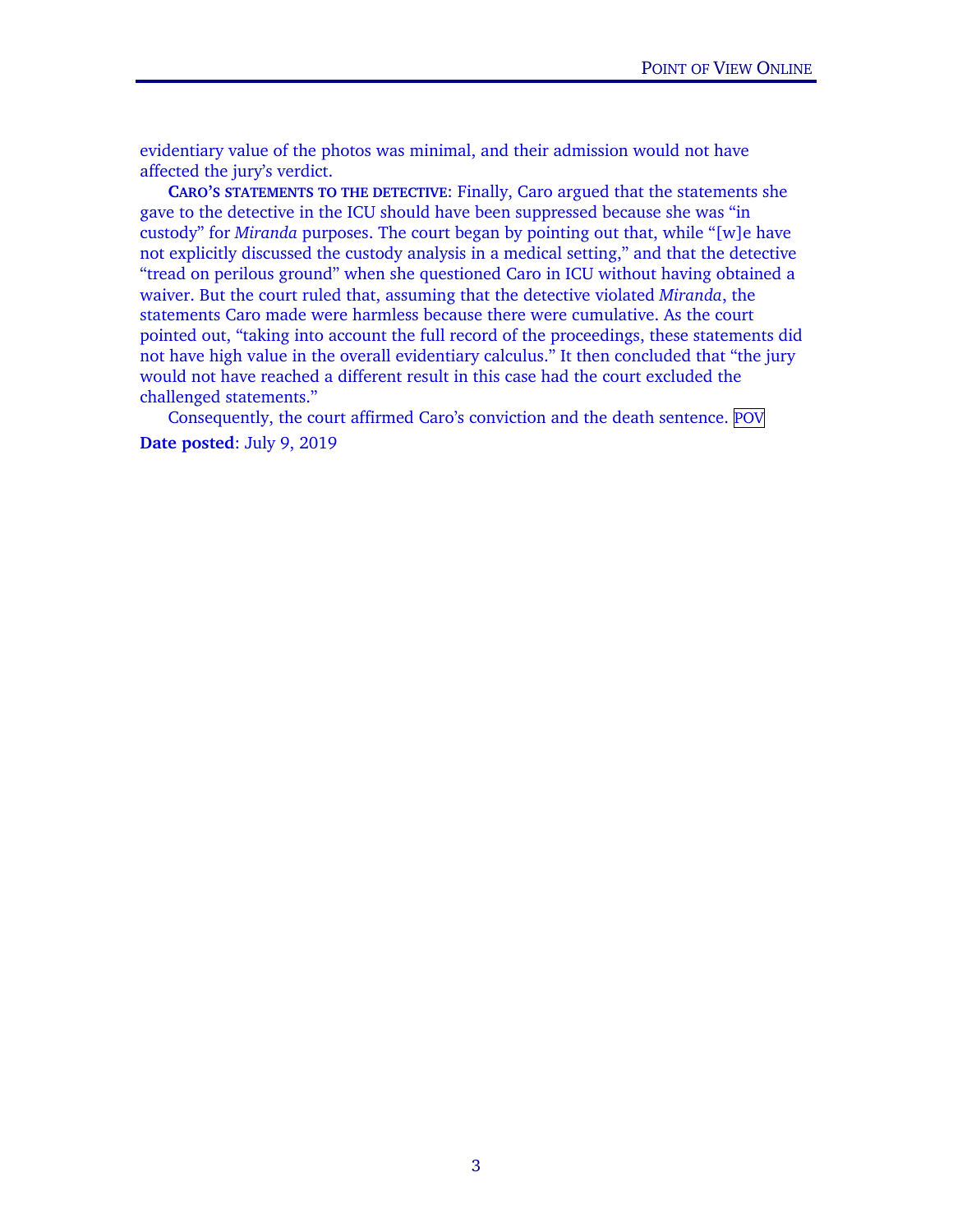evidentiary value of the photos was minimal, and their admission would not have affected the jury's verdict.

**CARO'S STATEMENTS TO THE DETECTIVE**: Finally, Caro argued that the statements she gave to the detective in the ICU should have been suppressed because she was "in custody" for *Miranda* purposes. The court began by pointing out that, while "[w]e have not explicitly discussed the custody analysis in a medical setting," and that the detective "tread on perilous ground" when she questioned Caro in ICU without having obtained a waiver. But the court ruled that, assuming that the detective violated *Miranda*, the statements Caro made were harmless because there were cumulative. As the court pointed out, "taking into account the full record of the proceedings, these statements did not have high value in the overall evidentiary calculus." It then concluded that "the jury would not have reached a different result in this case had the court excluded the challenged statements."

Consequently, the court affirmed Caro's conviction and the death sentence. POV

**Date posted**: July 9, 2019